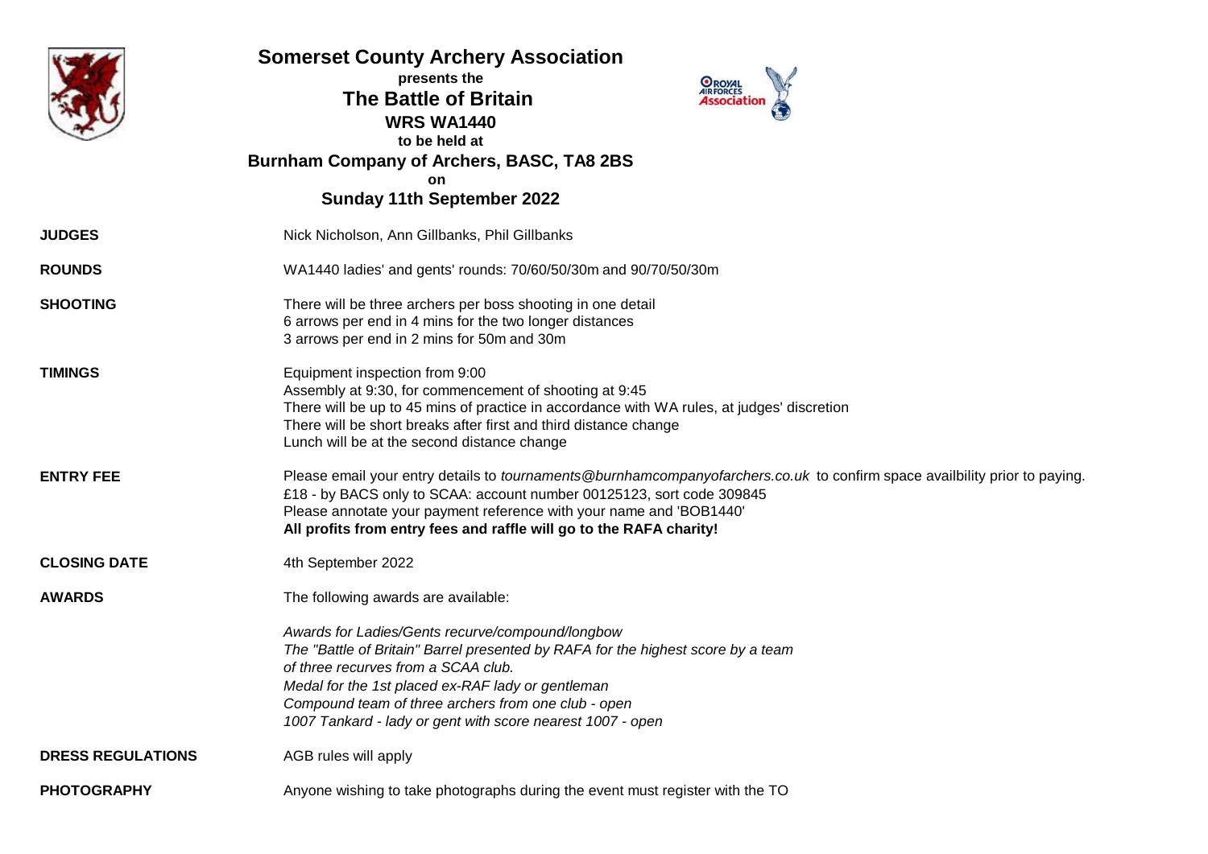# Somerset County Archery Association

**presents the**

## The Battle of Britain

**WRS WA1440**

**to be held at**

**Burnham Company of Archers, BASC, TA8 2BS**

**on**

**Sunday 11th September 2022**

**JUDGES**

Nick Nicholson, Ann Gillbanks, Phil Gillbanks

**ROUNDS**

WA1440 ladies' and gents' rounds: 70/60/50/30m and 90/70/50/30m

**SHOOTING**

There will be three archers per boss shooting in one detail
6 arrows per end in 4 mins for the two longer distances
3 arrows per end in 2 mins for 50m and 30m

**TIMINGS**

Equipment inspection from 9:00
Assembly at 9:30, for commencement of shooting at 9:45
There will be up to 45 mins of practice in accordance with WA rules, at judges' discretion
There will be short breaks after first and third distance change
Lunch will be at the second distance change

**ENTRY FEE**

Please email your entry details to *tournaments@burnhamcompanyofarchers.co.uk* to confirm space availbility prior to paying.
£18 - by BACS only to SCAA: account number 00125123, sort code 309845
Please annotate your payment reference with your name and 'BOB1440'
**All profits from entry fees and raffle will go to the RAFA charity!**

**CLOSING DATE**

4th September 2022

**AWARDS**

The following awards are available:

*Awards for Ladies/Gents recurve/compound/longbow*
*The "Battle of Britain" Barrel presented by RAFA for the highest score by a team of three recurves from a SCAA club.*
*Medal for the 1st placed ex-RAF lady or gentleman*
*Compound team of three archers from one club - open*
*1007 Tankard - lady or gent with score nearest 1007 - open*

**DRESS REGULATIONS**

AGB rules will apply

**PHOTOGRAPHY**

Anyone wishing to take photographs during the event must register with the TO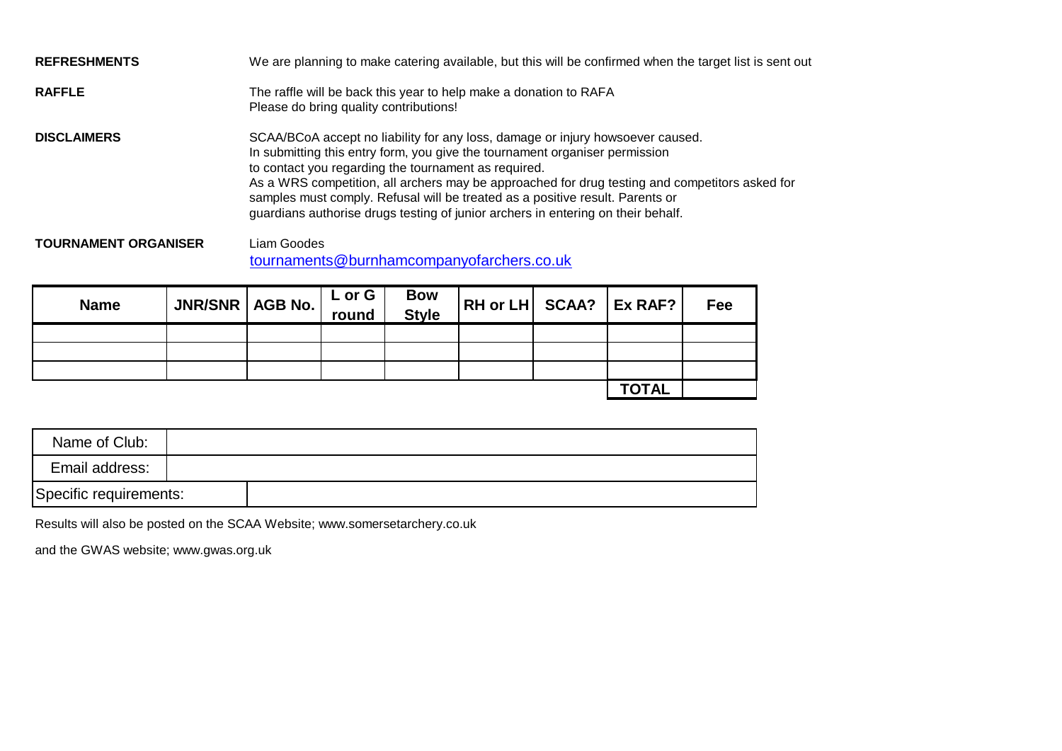**REFRESHMENTS** We are planning to make catering available, but this will be confirmed when the target list is sent out

**RAFFLE** The raffle will be back this year to help make a donation to RAFA
Please do bring quality contributions!

**DISCLAIMERS** SCAA/BCoA accept no liability for any loss, damage or injury howsoever caused.
In submitting this entry form, you give the tournament organiser permission
to contact you regarding the tournament as required.
As a WRS competition, all archers may be approached for drug testing and competitors asked for
samples must comply. Refusal will be treated as a positive result. Parents or
guardians authorise drugs testing of junior archers in entering on their behalf.

**TOURNAMENT ORGANISER** Liam Goodes
tournaments@burnhamcompanyofarchers.co.uk

| Name | JNR/SNR | AGB No. | L or G round | Bow Style | RH or LH | SCAA? | Ex RAF? | Fee |
|---|---|---|---|---|---|---|---|---|
| | | | | | | | | |
| | | | | | | | | |
| | | | | | | | | |
| | | | | | | | **TOTAL** | |

| | |
|---|---|
| Name of Club: | |
| Email address: | |
| Specific requirements: | |

Results will also be posted on the SCAA Website; www.somersetarchery.co.uk

and the GWAS website; www.gwas.org.uk